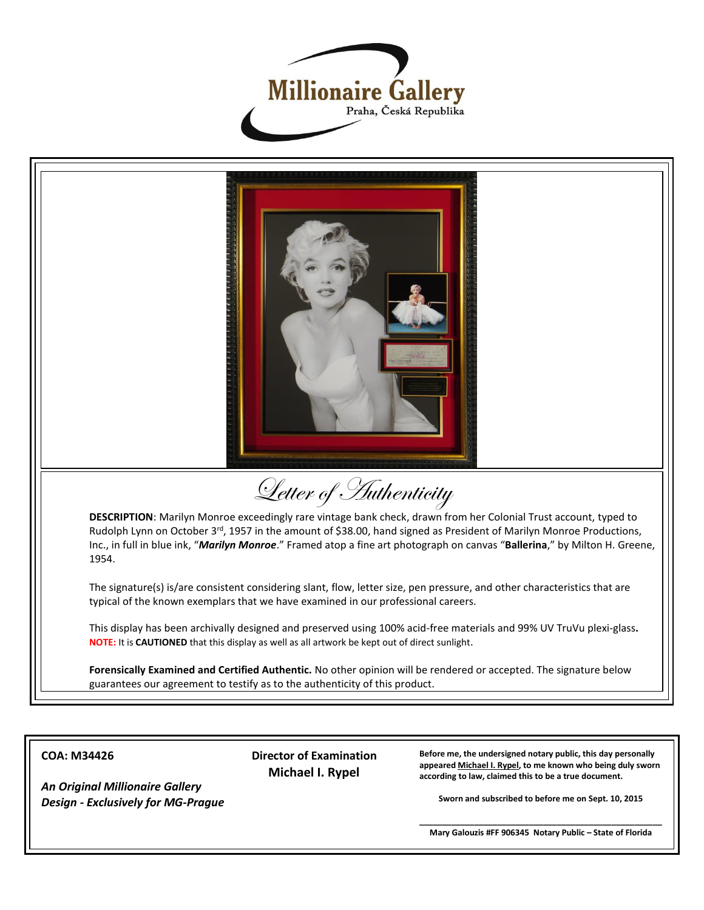# Millionaire Gallery

Praha, Česká Republika

## Letter of Authenticity

**DESCRIPTION**: Marilyn Monroe exceedingly rare vintage bank check, drawn from her Colonial Trust account, typed to Rudolph Lynn on October 3rd, 1957 in the amount of $38.00, hand signed as President of Marilyn Monroe Productions, Inc., in full in blue ink, "***Marilyn Monroe***." Framed atop a fine art photograph on canvas "**Ballerina**," by Milton H. Greene, 1954.

The signature(s) is/are consistent considering slant, flow, letter size, pen pressure, and other characteristics that are typical of the known exemplars that we have examined in our professional careers.

This display has been archivally designed and preserved using 100% acid-free materials and 99% UV TruVu plexi-glass**.** **NOTE:** It is **CAUTIONED** that this display as well as all artwork be kept out of direct sunlight.

**Forensically Examined and Certified Authentic.** No other opinion will be rendered or accepted. The signature below guarantees our agreement to testify as to the authenticity of this product.

**COA: M34426**

***An Original Millionaire Gallery Design - Exclusively for MG-Prague***

**Director of Examination**
**Michael I. Rypel**

**Before me, the undersigned notary public, this day personally appeared Michael I. Rypel, to me known who being duly sworn according to law, claimed this to be a true document.**

**Sworn and subscribed to before me on Sept. 10, 2015**

**Mary Galouzis #FF 906345 Notary Public – State of Florida**